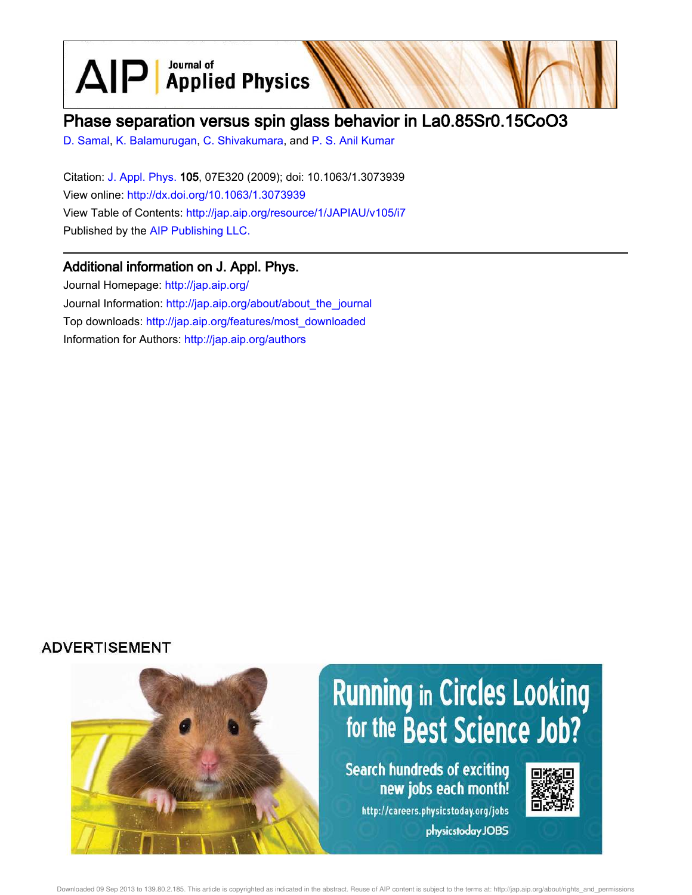# Phase separation versus spin glass behavior in $La_{0.85}Sr_{0.15}CoO_3$

D. Samal, K. Balamurugan, C. Shivakumara, and P. S. Anil Kumar

Citation: J. Appl. Phys. **105**, 07E320 (2009); doi: 10.1063/1.3073939

View online: http://dx.doi.org/10.1063/1.3073939

View Table of Contents: http://jap.aip.org/resource/1/JAPIAU/v105/i7

Published by the AIP Publishing LLC.

## Additional information on J. Appl. Phys.

Journal Homepage: http://jap.aip.org/

Journal Information: http://jap.aip.org/about/about_the_journal

Top downloads: http://jap.aip.org/features/most_downloaded

Information for Authors: http://jap.aip.org/authors

ADVERTISEMENT

Running in Circles Looking for the Best Science Job?

Search hundreds of exciting new jobs each month!

http://careers.physicstoday.org/jobs

physicstoday JOBS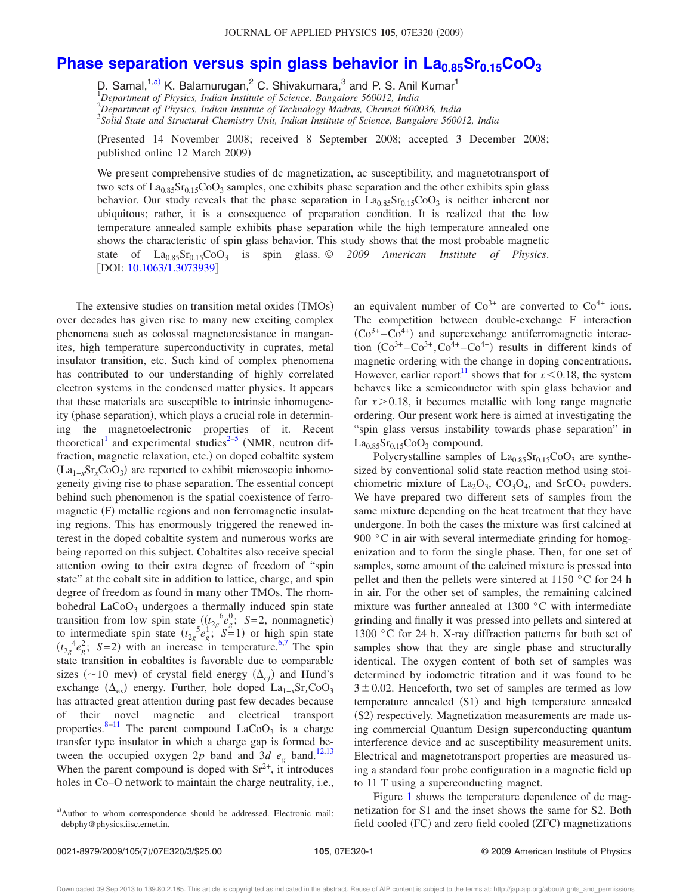# Phase separation versus spin glass behavior in $La_{0.85}Sr_{0.15}CoO_3$

D. Samal,[1,a)] K. Balamurugan,[2] C. Shivakumara,[3] and P. S. Anil Kumar[1]

[1]*Department of Physics, Indian Institute of Science, Bangalore 560012, India*
[2]*Department of Physics, Indian Institute of Technology Madras, Chennai 600036, India*
[3]*Solid State and Structural Chemistry Unit, Indian Institute of Science, Bangalore 560012, India*

(Presented 14 November 2008; received 8 September 2008; accepted 3 December 2008; published online 12 March 2009)

We present comprehensive studies of dc magnetization, ac susceptibility, and magnetotransport of two sets of $La_{0.85}Sr_{0.15}CoO_3$ samples, one exhibits phase separation and the other exhibits spin glass behavior. Our study reveals that the phase separation in $La_{0.85}Sr_{0.15}CoO_3$ is neither inherent nor ubiquitous; rather, it is a consequence of preparation condition. It is realized that the low temperature annealed sample exhibits phase separation while the high temperature annealed one shows the characteristic of spin glass behavior. This study shows that the most probable magnetic state of $La_{0.85}Sr_{0.15}CoO_3$ is spin glass. © *2009 American Institute of Physics*. [DOI: 10.1063/1.3073939]

The extensive studies on transition metal oxides (TMOs) over decades has given rise to many new exciting complex phenomena such as colossal magnetoresistance in manganites, high temperature superconductivity in cuprates, metal insulator transition, etc. Such kind of complex phenomena has contributed to our understanding of highly correlated electron systems in the condensed matter physics. It appears that these materials are susceptible to intrinsic inhomogeneity (phase separation), which plays a crucial role in determining the magnetoelectronic properties of it. Recent theoretical[1] and experimental studies[2–5] (NMR, neutron diffraction, magnetic relaxation, etc.) on doped cobaltite system ($La_{1-x}Sr_xCoO_3$) are reported to exhibit microscopic inhomogeneity giving rise to phase separation. The essential concept behind such phenomenon is the spatial coexistence of ferromagnetic (F) metallic regions and non ferromagnetic insulating regions. This has enormously triggered the renewed interest in the doped cobaltite system and numerous works are being reported on this subject. Cobaltites also receive special attention owing to their extra degree of freedom of "spin state" at the cobalt site in addition to lattice, charge, and spin degree of freedom as found in many other TMOs. The rhombohedral $LaCoO_3$ undergoes a thermally induced spin state transition from low spin state (($t_{2g}^{\,6}e_g^{\,0}$; $S=2$, nonmagnetic) to intermediate spin state ($t_{2g}^{\,5}e_g^{\,1}$; $S=1$) or high spin state ($t_{2g}^{\,4}e_g^{\,2}$; $S=2$) with an increase in temperature.[6,7] The spin state transition in cobaltites is favorable due to comparable sizes (~10 mev) of crystal field energy ($\Delta_{cf}$) and Hund's exchange ($\Delta_{ex}$) energy. Further, hole doped $La_{1-x}Sr_xCoO_3$ has attracted great attention during past few decades because of their novel magnetic and electrical transport properties.[8–11] The parent compound $LaCoO_3$ is a charge transfer type insulator in which a charge gap is formed between the occupied oxygen 2$p$ band and 3$d$ $e_g$ band.[12,13] When the parent compound is doped with $Sr^{2+}$, it introduces holes in Co–O network to maintain the charge neutrality, i.e., an equivalent number of $Co^{3+}$ are converted to $Co^{4+}$ ions. The competition between double-exchange F interaction ($Co^{3+}$–$Co^{4+}$) and superexchange antiferromagnetic interaction ($Co^{3+}$–$Co^{3+}$, $Co^{4+}$–$Co^{4+}$) results in different kinds of magnetic ordering with the change in doping concentrations. However, earlier report[11] shows that for $x<0.18$, the system behaves like a semiconductor with spin glass behavior and for $x>0.18$, it becomes metallic with long range magnetic ordering. Our present work here is aimed at investigating the "spin glass versus instability towards phase separation" in $La_{0.85}Sr_{0.15}CoO_3$ compound.

Polycrystalline samples of $La_{0.85}Sr_{0.15}CoO_3$ are synthesized by conventional solid state reaction method using stoichiometric mixture of $La_2O_3$, $CO_3O_4$, and $SrCO_3$ powders. We have prepared two different sets of samples from the same mixture depending on the heat treatment that they have undergone. In both the cases the mixture was first calcined at 900 °C in air with several intermediate grinding for homogenization and to form the single phase. Then, for one set of samples, some amount of the calcined mixture is pressed into pellet and then the pellets were sintered at 1150 °C for 24 h in air. For the other set of samples, the remaining calcined mixture was further annealed at 1300 °C with intermediate grinding and finally it was pressed into pellets and sintered at 1300 °C for 24 h. X-ray diffraction patterns for both set of samples show that they are single phase and structurally identical. The oxygen content of both set of samples was determined by iodometric titration and it was found to be $3\pm0.02$. Henceforth, two set of samples are termed as low temperature annealed (S1) and high temperature annealed (S2) respectively. Magnetization measurements are made using commercial Quantum Design superconducting quantum interference device and ac susceptibility measurement units. Electrical and magnetotransport properties are measured using a standard four probe configuration in a magnetic field up to 11 T using a superconducting magnet.

Figure 1 shows the temperature dependence of dc magnetization for S1 and the inset shows the same for S2. Both field cooled (FC) and zero field cooled (ZFC) magnetizations

---

[a)]Author to whom correspondence should be addressed. Electronic mail: debphy@physics.iisc.ernet.in.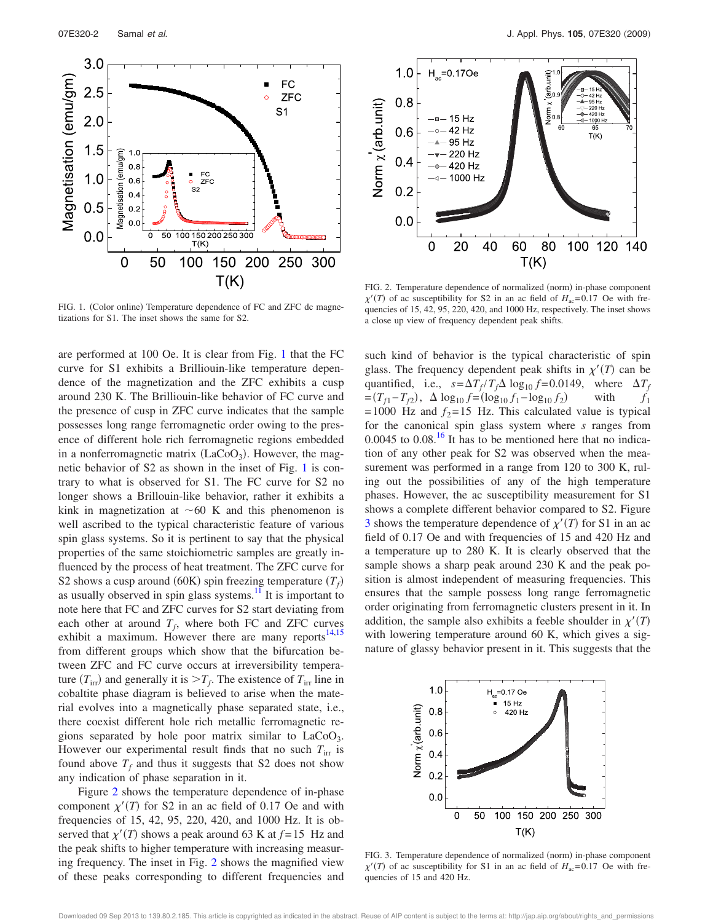FIG. 1. (Color online) Temperature dependence of FC and ZFC dc magnetizations for S1. The inset shows the same for S2.

FIG. 2. Temperature dependence of normalized (norm) in-phase component $\chi'(T)$ of ac susceptibility for S2 in an ac field of $H_{ac}=0.17$ Oe with frequencies of 15, 42, 95, 220, 420, and 1000 Hz, respectively. The inset shows a close up view of frequency dependent peak shifts.

are performed at 100 Oe. It is clear from Fig. 1 that the FC curve for S1 exhibits a Brillouin-like temperature dependence of the magnetization and the ZFC exhibits a cusp around 230 K. The Brillouin-like behavior of FC curve and the presence of cusp in ZFC curve indicates that the sample possesses long range ferromagnetic order owing to the presence of different hole rich ferromagnetic regions embedded in a nonferromagnetic matrix ($LaCoO_3$). However, the magnetic behavior of S2 as shown in the inset of Fig. 1 is contrary to what is observed for S1. The FC curve for S2 no longer shows a Brillouin-like behavior, rather it exhibits a kink in magnetization at ~60 K and this phenomenon is well ascribed to the typical characteristic feature of various spin glass systems. So it is pertinent to say that the physical properties of the same stoichiometric samples are greatly influenced by the process of heat treatment. The ZFC curve for S2 shows a cusp around (60K) spin freezing temperature ($T_f$) as usually observed in spin glass systems.[11] It is important to note here that FC and ZFC curves for S2 start deviating from each other at around $T_f$, where both FC and ZFC curves exhibit a maximum. However there are many reports[14,15] from different groups which show that the bifurcation between ZFC and FC curve occurs at irreversibility temperature ($T_{irr}$) and generally it is $>T_f$. The existence of $T_{irr}$ line in cobaltite phase diagram is believed to arise when the material evolves into a magnetically phase separated state, i.e., there coexist different hole rich metallic ferromagnetic regions separated by hole poor matrix similar to $LaCoO_3$. However our experimental result finds that no such $T_{irr}$ is found above $T_f$ and thus it suggests that S2 does not show any indication of phase separation in it.

Figure 2 shows the temperature dependence of in-phase component $\chi'(T)$ for S2 in an ac field of 0.17 Oe and with frequencies of 15, 42, 95, 220, 420, and 1000 Hz. It is observed that $\chi'(T)$ shows a peak around 63 K at $f=15$ Hz and the peak shifts to higher temperature with increasing measuring frequency. The inset in Fig. 2 shows the magnified view of these peaks corresponding to different frequencies and such kind of behavior is the typical characteristic of spin glass. The frequency dependent peak shifts in $\chi'(T)$ can be quantified, i.e., $s=\Delta T_f/T_f \Delta \log_{10} f=0.0149$, where $\Delta T_f=(T_{f1}-T_{f2})$, $\Delta \log_{10} f=(\log_{10} f_1-\log_{10} f_2)$ with $f_1=1000$ Hz and $f_2=15$ Hz. This calculated value is typical for the canonical spin glass system where $s$ ranges from 0.0045 to 0.08.[16] It has to be mentioned here that no indication of any other peak for S2 was observed when the measurement was performed in a range from 120 to 300 K, ruling out the possibilities of any of the high temperature phases. However, the ac susceptibility measurement for S1 shows a complete different behavior compared to S2. Figure 3 shows the temperature dependence of $\chi'(T)$ for S1 in an ac field of 0.17 Oe and with frequencies of 15 and 420 Hz and a temperature up to 280 K. It is clearly observed that the sample shows a sharp peak around 230 K and the peak position is almost independent of measuring frequencies. This ensures that the sample possess long range ferromagnetic order originating from ferromagnetic clusters present in it. In addition, the sample also exhibits a feeble shoulder in $\chi'(T)$ with lowering temperature around 60 K, which gives a signature of glassy behavior present in it. This suggests that the

FIG. 3. Temperature dependence of normalized (norm) in-phase component $\chi'(T)$ of ac susceptibility for S1 in an ac field of $H_{ac}=0.17$ Oe with frequencies of 15 and 420 Hz.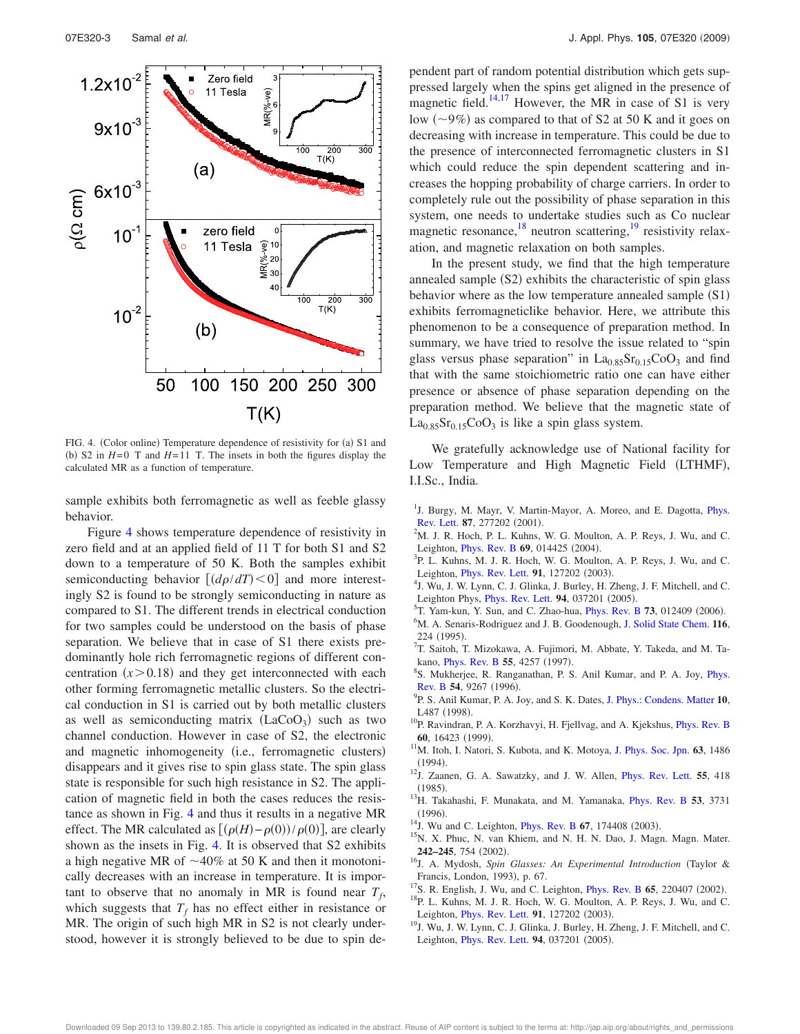1.2x10^-2

9x10^-3

6x10^-3

10^-1

10^-2

ρ(Ω cm)

Zero field

11 Tesla

(a)

MR(%-ve)

3

6

9

100 200 300

T(K)

zero field

11 Tesla

(b)

MR(%-ve)

0

10

20

30

40

100 200 300

T(K)

50 100 150 200 250 300

T(K)

FIG. 4. (Color online) Temperature dependence of resistivity for (a) S1 and (b) S2 in $H=0$ T and $H=11$ T. The insets in both the figures display the calculated MR as a function of temperature.

sample exhibits both ferromagnetic as well as feeble glassy behavior.

Figure 4 shows temperature dependence of resistivity in zero field and at an applied field of 11 T for both S1 and S2 down to a temperature of 50 K. Both the samples exhibit semiconducting behavior $[(d\rho/dT)<0]$ and more interestingly S2 is found to be strongly semiconducting in nature as compared to S1. The different trends in electrical conduction for two samples could be understood on the basis of phase separation. We believe that in case of S1 there exists predominantly hole rich ferromagnetic regions of different concentration $(x>0.18)$ and they get interconnected with each other forming ferromagnetic metallic clusters. So the electrical conduction in S1 is carried out by both metallic clusters as well as semiconducting matrix ($LaCoO_3$) such as two channel conduction. However in case of S2, the electronic and magnetic inhomogeneity (i.e., ferromagnetic clusters) disappears and it gives rise to spin glass state. The spin glass state is responsible for such high resistance in S2. The application of magnetic field in both the cases reduces the resistance as shown in Fig. 4 and thus it results in a negative MR effect. The MR calculated as $[(\rho(H)-\rho(0))/\rho(0)]$, are clearly shown as the insets in Fig. 4. It is observed that S2 exhibits a high negative MR of ~40% at 50 K and then it monotonically decreases with an increase in temperature. It is important to observe that no anomaly in MR is found near $T_f$, which suggests that $T_f$ has no effect either in resistance or MR. The origin of such high MR in S2 is not clearly understood, however it is strongly believed to be due to spin dependent part of random potential distribution which gets suppressed largely when the spins get aligned in the presence of magnetic field.[14,17] However, the MR in case of S1 is very low (~9%) as compared to that of S2 at 50 K and it goes on decreasing with increase in temperature. This could be due to the presence of interconnected ferromagnetic clusters in S1 which could reduce the spin dependent scattering and increases the hopping probability of charge carriers. In order to completely rule out the possibility of phase separation in this system, one needs to undertake studies such as Co nuclear magnetic resonance,[18] neutron scattering,[19] resistivity relaxation, and magnetic relaxation on both samples.

In the present study, we find that the high temperature annealed sample (S2) exhibits the characteristic of spin glass behavior where as the low temperature annealed sample (S1) exhibits ferromagneticlike behavior. Here, we attribute this phenomenon to be a consequence of preparation method. In summary, we have tried to resolve the issue related to "spin glass versus phase separation" in $La_{0.85}Sr_{0.15}CoO_3$ and find that with the same stoichiometric ratio one can have either presence or absence of phase separation depending on the preparation method. We believe that the magnetic state of $La_{0.85}Sr_{0.15}CoO_3$ is like a spin glass system.

We gratefully acknowledge use of National facility for Low Temperature and High Magnetic Field (LTHMF), I.I.Sc., India.

[1] J. Burgy, M. Mayr, V. Martin-Mayor, A. Moreo, and E. Dagotta, Phys. Rev. Lett. **87**, 277202 (2001).
[2] M. J. R. Hoch, P. L. Kuhns, W. G. Moulton, A. P. Reys, J. Wu, and C. Leighton, Phys. Rev. B **69**, 014425 (2004).
[3] P. L. Kuhns, M. J. R. Hoch, W. G. Moulton, A. P. Reys, J. Wu, and C. Leighton, Phys. Rev. Lett. **91**, 127202 (2003).
[4] J. Wu, J. W. Lynn, C. J. Glinka, J. Burley, H. Zheng, J. F. Mitchell, and C. Leighton Phys, Phys. Rev. Lett. **94**, 037201 (2005).
[5] T. Yam-kin, Y. Sun, and C. Zhao-hua, Phys. Rev. B **73**, 012409 (2006).
[6] M. A. Senaris-Rodriguez and J. B. Goodenough, J. Solid State Chem. **116**, 224 (1995).
[7] T. Saitoh, T. Mizokawa, A. Fujimori, M. Abbate, Y. Takeda, and M. Takano, Phys. Rev. B **55**, 4257 (1997).
[8] S. Mukherjee, R. Ranganathan, P. S. Anil Kumar, and P. A. Joy, Phys. Rev. B **54**, 9267 (1996).
[9] P. S. Anil Kumar, P. A. Joy, and S. K. Dates, J. Phys.: Condens. Matter **10**, L487 (1998).
[10] P. Ravindran, P. A. Korzhavyi, H. Fjellvag, and A. Kjekshus, Phys. Rev. B **60**, 16423 (1999).
[11] M. Itoh, I. Natori, S. Kubota, and K. Motoya, J. Phys. Soc. Jpn. **63**, 1486 (1994).
[12] J. Zaanen, G. A. Sawatzky, and J. W. Allen, Phys. Rev. Lett. **55**, 418 (1985).
[13] H. Takahashi, F. Munakata, and M. Yamanaka, Phys. Rev. B **53**, 3731 (1996).
[14] J. Wu and C. Leighton, Phys. Rev. B **67**, 174408 (2003).
[15] N. X. Phuc, N. van Khiem, and N. H. N. Dao, J. Magn. Magn. Mater. **242–245**, 754 (2002).
[16] J. A. Mydosh, *Spin Glasses: An Experimental Introduction* (Taylor & Francis, London, 1993), p. 67.
[17] S. R. English, J. Wu, and C. Leighton, Phys. Rev. B **65**, 220407 (2002).
[18] P. L. Kuhns, M. J. R. Hoch, W. G. Moulton, A. P. Reys, J. Wu, and C. Leighton, Phys. Rev. Lett. **91**, 127202 (2003).
[19] J. Wu, J. W. Lynn, C. J. Glinka, J. Burley, H. Zheng, J. F. Mitchell, and C. Leighton, Phys. Rev. Lett. **94**, 037201 (2005).